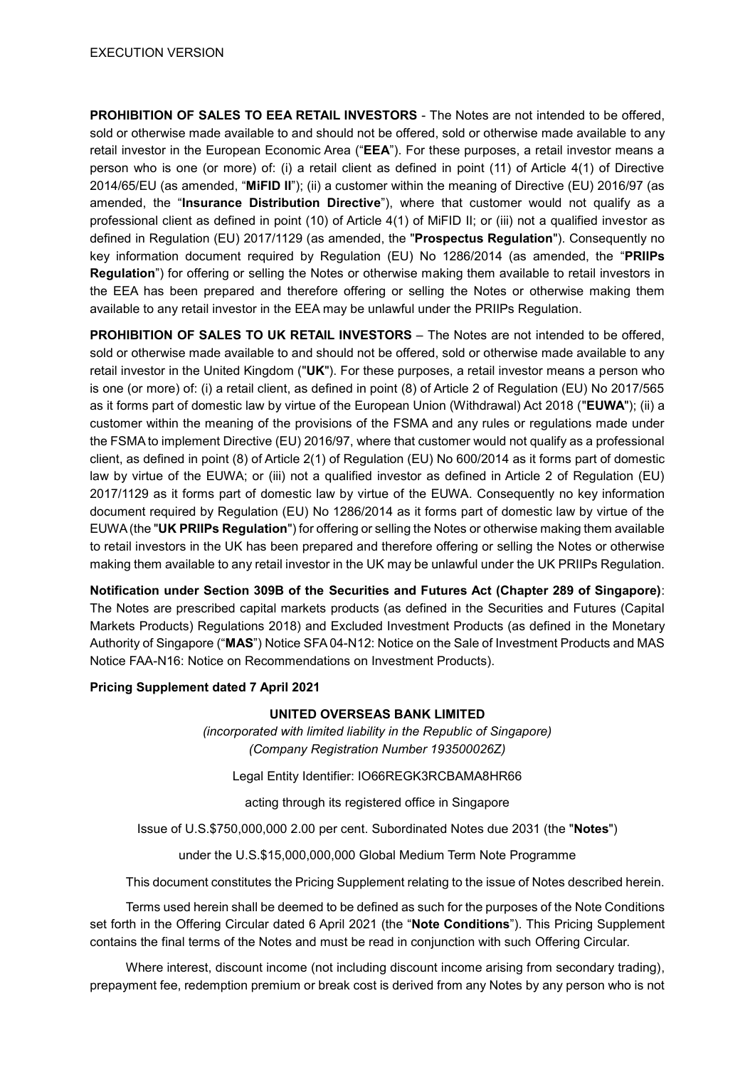EXECUTION VERSION

**PROHIBITION OF SALES TO EEA RETAIL INVESTORS** - The Notes are not intended to be offered, sold or otherwise made available to and should not be offered, sold or otherwise made available to any retail investor in the European Economic Area ("**EEA**"). For these purposes, a retail investor means a person who is one (or more) of: (i) a retail client as defined in point (11) of Article 4(1) of Directive 2014/65/EU (as amended, "**MiFID II**"); (ii) a customer within the meaning of Directive (EU) 2016/97 (as amended, the "**Insurance Distribution Directive**"), where that customer would not qualify as a professional client as defined in point (10) of Article 4(1) of MiFID II; or (iii) not a qualified investor as defined in Regulation (EU) 2017/1129 (as amended, the "**Prospectus Regulation**"). Consequently no key information document required by Regulation (EU) No 1286/2014 (as amended, the "**PRIIPs Regulation**") for offering or selling the Notes or otherwise making them available to retail investors in the EEA has been prepared and therefore offering or selling the Notes or otherwise making them available to any retail investor in the EEA may be unlawful under the PRIIPs Regulation.

**PROHIBITION OF SALES TO UK RETAIL INVESTORS** – The Notes are not intended to be offered, sold or otherwise made available to and should not be offered, sold or otherwise made available to any retail investor in the United Kingdom ("**UK**"). For these purposes, a retail investor means a person who is one (or more) of: (i) a retail client, as defined in point (8) of Article 2 of Regulation (EU) No 2017/565 as it forms part of domestic law by virtue of the European Union (Withdrawal) Act 2018 ("**EUWA**"); (ii) a customer within the meaning of the provisions of the FSMA and any rules or regulations made under the FSMA to implement Directive (EU) 2016/97, where that customer would not qualify as a professional client, as defined in point (8) of Article 2(1) of Regulation (EU) No 600/2014 as it forms part of domestic law by virtue of the EUWA; or (iii) not a qualified investor as defined in Article 2 of Regulation (EU) 2017/1129 as it forms part of domestic law by virtue of the EUWA. Consequently no key information document required by Regulation (EU) No 1286/2014 as it forms part of domestic law by virtue of the EUWA (the "**UK PRIIPs Regulation**") for offering or selling the Notes or otherwise making them available to retail investors in the UK has been prepared and therefore offering or selling the Notes or otherwise making them available to any retail investor in the UK may be unlawful under the UK PRIIPs Regulation.

**Notification under Section 309B of the Securities and Futures Act (Chapter 289 of Singapore)**: The Notes are prescribed capital markets products (as defined in the Securities and Futures (Capital Markets Products) Regulations 2018) and Excluded Investment Products (as defined in the Monetary Authority of Singapore ("**MAS**") Notice SFA 04-N12: Notice on the Sale of Investment Products and MAS Notice FAA-N16: Notice on Recommendations on Investment Products).

**Pricing Supplement dated 7 April 2021**

**UNITED OVERSEAS BANK LIMITED**

*(incorporated with limited liability in the Republic of Singapore)*
*(Company Registration Number 193500026Z)*

Legal Entity Identifier: IO66REGK3RCBAMA8HR66

acting through its registered office in Singapore

Issue of U.S.$750,000,000 2.00 per cent. Subordinated Notes due 2031 (the "**Notes**")

under the U.S.$15,000,000,000 Global Medium Term Note Programme

This document constitutes the Pricing Supplement relating to the issue of Notes described herein.

Terms used herein shall be deemed to be defined as such for the purposes of the Note Conditions set forth in the Offering Circular dated 6 April 2021 (the "**Note Conditions**"). This Pricing Supplement contains the final terms of the Notes and must be read in conjunction with such Offering Circular.

Where interest, discount income (not including discount income arising from secondary trading), prepayment fee, redemption premium or break cost is derived from any Notes by any person who is not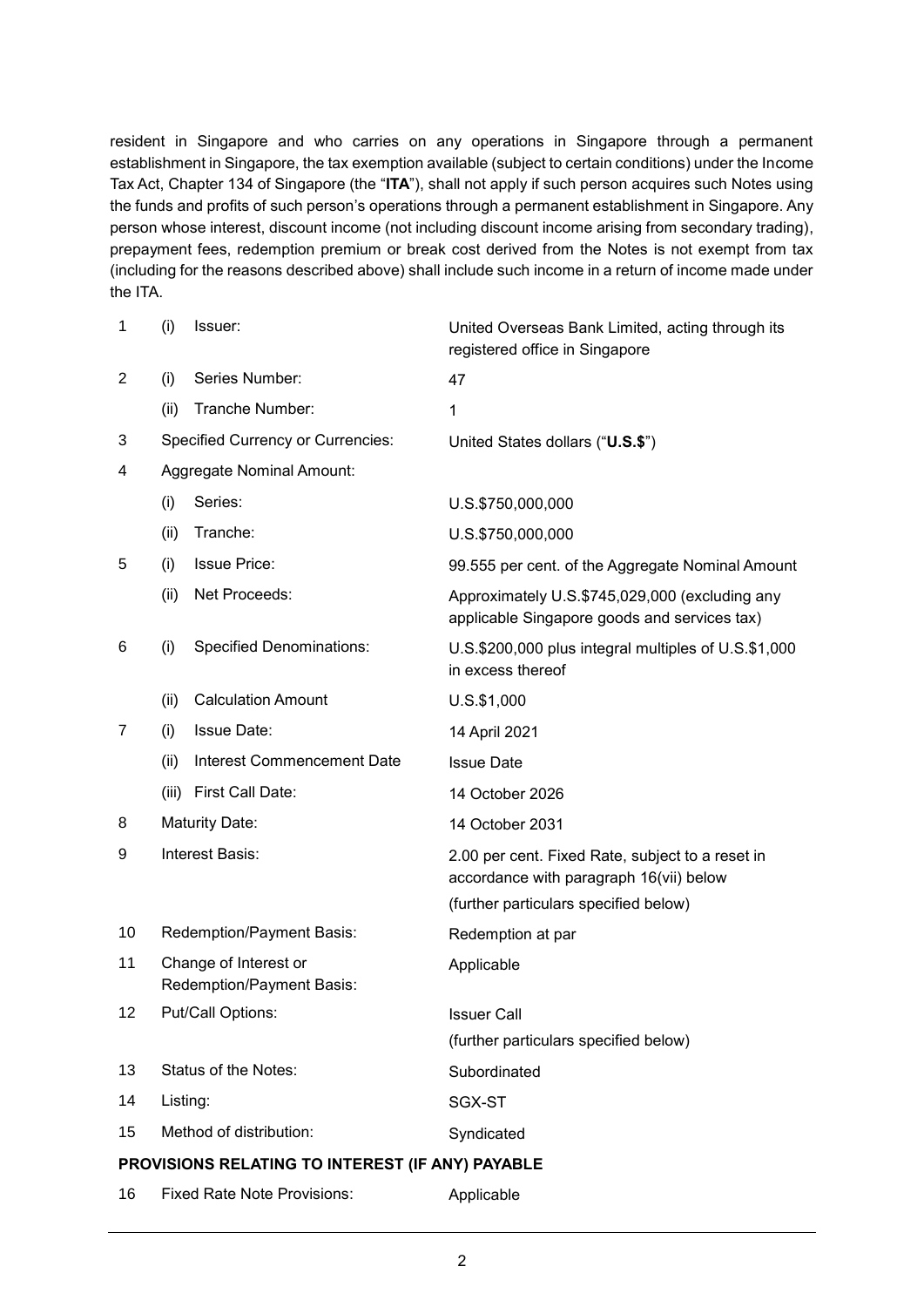resident in Singapore and who carries on any operations in Singapore through a permanent establishment in Singapore, the tax exemption available (subject to certain conditions) under the Income Tax Act, Chapter 134 of Singapore (the "**ITA**"), shall not apply if such person acquires such Notes using the funds and profits of such person's operations through a permanent establishment in Singapore. Any person whose interest, discount income (not including discount income arising from secondary trading), prepayment fees, redemption premium or break cost derived from the Notes is not exempt from tax (including for the reasons described above) shall include such income in a return of income made under the ITA.

| | | | |
|---|---|---|---|
| 1 | (i) | Issuer: | United Overseas Bank Limited, acting through its registered office in Singapore |
| 2 | (i) | Series Number: | 47 |
| | (ii) | Tranche Number: | 1 |
| 3 | | Specified Currency or Currencies: | United States dollars ("**U.S.$**") |
| 4 | | Aggregate Nominal Amount: | |
| | (i) | Series: | U.S.$750,000,000 |
| | (ii) | Tranche: | U.S.$750,000,000 |
| 5 | (i) | Issue Price: | 99.555 per cent. of the Aggregate Nominal Amount |
| | (ii) | Net Proceeds: | Approximately U.S.$745,029,000 (excluding any applicable Singapore goods and services tax) |
| 6 | (i) | Specified Denominations: | U.S.$200,000 plus integral multiples of U.S.$1,000 in excess thereof |
| | (ii) | Calculation Amount | U.S.$1,000 |
| 7 | (i) | Issue Date: | 14 April 2021 |
| | (ii) | Interest Commencement Date | Issue Date |
| | (iii) | First Call Date: | 14 October 2026 |
| 8 | | Maturity Date: | 14 October 2031 |
| 9 | | Interest Basis: | 2.00 per cent. Fixed Rate, subject to a reset in accordance with paragraph 16(vii) below (further particulars specified below) |
| 10 | | Redemption/Payment Basis: | Redemption at par |
| 11 | | Change of Interest or Redemption/Payment Basis: | Applicable |
| 12 | | Put/Call Options: | Issuer Call (further particulars specified below) |
| 13 | | Status of the Notes: | Subordinated |
| 14 | | Listing: | SGX-ST |
| 15 | | Method of distribution: | Syndicated |

**PROVISIONS RELATING TO INTEREST (IF ANY) PAYABLE**

| | | |
|---|---|---|
| 16 | Fixed Rate Note Provisions: | Applicable |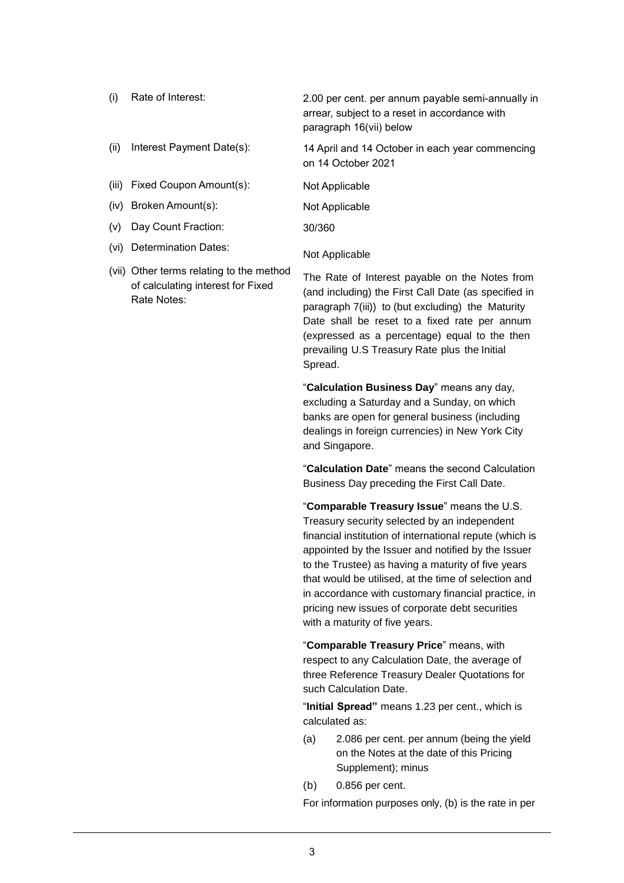| | | |
|---|---|---|
| (i) | Rate of Interest: | 2.00 per cent. per annum payable semi-annually in arrear, subject to a reset in accordance with paragraph 16(vii) below |
| (ii) | Interest Payment Date(s): | 14 April and 14 October in each year commencing on 14 October 2021 |
| (iii) | Fixed Coupon Amount(s): | Not Applicable |
| (iv) | Broken Amount(s): | Not Applicable |
| (v) | Day Count Fraction: | 30/360 |
| (vi) | Determination Dates: | Not Applicable |
| (vii) | Other terms relating to the method of calculating interest for Fixed Rate Notes: | The Rate of Interest payable on the Notes from (and including) the First Call Date (as specified in paragraph 7(iii)) to (but excluding) the Maturity Date shall be reset to a fixed rate per annum (expressed as a percentage) equal to the then prevailing U.S Treasury Rate plus the Initial Spread. |

"**Calculation Business Day**" means any day, excluding a Saturday and a Sunday, on which banks are open for general business (including dealings in foreign currencies) in New York City and Singapore.

"**Calculation Date**" means the second Calculation Business Day preceding the First Call Date.

"**Comparable Treasury Issue**" means the U.S. Treasury security selected by an independent financial institution of international repute (which is appointed by the Issuer and notified by the Issuer to the Trustee) as having a maturity of five years that would be utilised, at the time of selection and in accordance with customary financial practice, in pricing new issues of corporate debt securities with a maturity of five years.

"**Comparable Treasury Price**" means, with respect to any Calculation Date, the average of three Reference Treasury Dealer Quotations for such Calculation Date.

"**Initial Spread"** means 1.23 per cent., which is calculated as:

(a) 2.086 per cent. per annum (being the yield on the Notes at the date of this Pricing Supplement); minus

(b) 0.856 per cent.

For information purposes only, (b) is the rate in per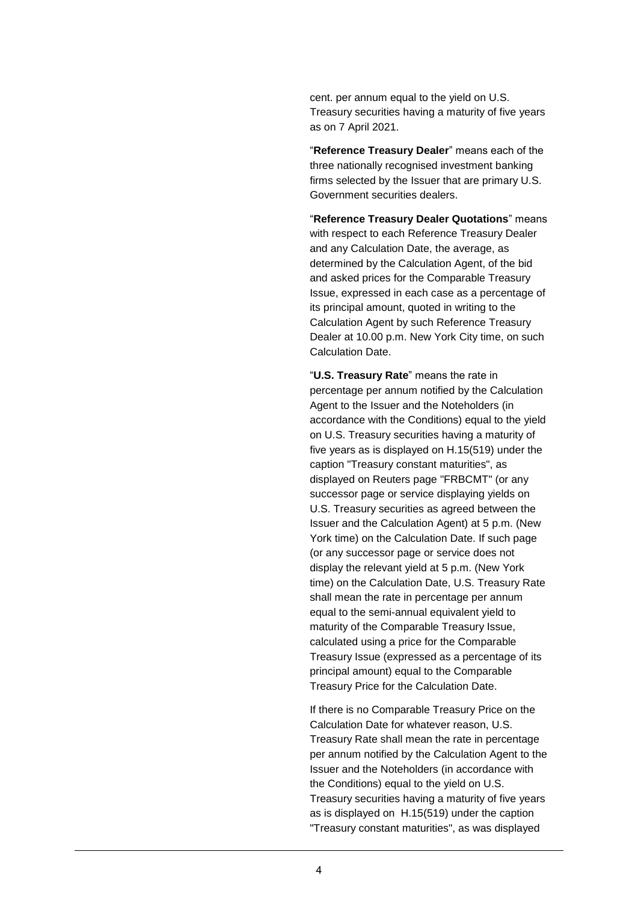cent. per annum equal to the yield on U.S. Treasury securities having a maturity of five years as on 7 April 2021.

"**Reference Treasury Dealer**" means each of the three nationally recognised investment banking firms selected by the Issuer that are primary U.S. Government securities dealers.

"**Reference Treasury Dealer Quotations**" means with respect to each Reference Treasury Dealer and any Calculation Date, the average, as determined by the Calculation Agent, of the bid and asked prices for the Comparable Treasury Issue, expressed in each case as a percentage of its principal amount, quoted in writing to the Calculation Agent by such Reference Treasury Dealer at 10.00 p.m. New York City time, on such Calculation Date.

"**U.S. Treasury Rate**" means the rate in percentage per annum notified by the Calculation Agent to the Issuer and the Noteholders (in accordance with the Conditions) equal to the yield on U.S. Treasury securities having a maturity of five years as is displayed on H.15(519) under the caption "Treasury constant maturities", as displayed on Reuters page "FRBCMT" (or any successor page or service displaying yields on U.S. Treasury securities as agreed between the Issuer and the Calculation Agent) at 5 p.m. (New York time) on the Calculation Date. If such page (or any successor page or service does not display the relevant yield at 5 p.m. (New York time) on the Calculation Date, U.S. Treasury Rate shall mean the rate in percentage per annum equal to the semi-annual equivalent yield to maturity of the Comparable Treasury Issue, calculated using a price for the Comparable Treasury Issue (expressed as a percentage of its principal amount) equal to the Comparable Treasury Price for the Calculation Date.

If there is no Comparable Treasury Price on the Calculation Date for whatever reason, U.S. Treasury Rate shall mean the rate in percentage per annum notified by the Calculation Agent to the Issuer and the Noteholders (in accordance with the Conditions) equal to the yield on U.S. Treasury securities having a maturity of five years as is displayed on H.15(519) under the caption "Treasury constant maturities", as was displayed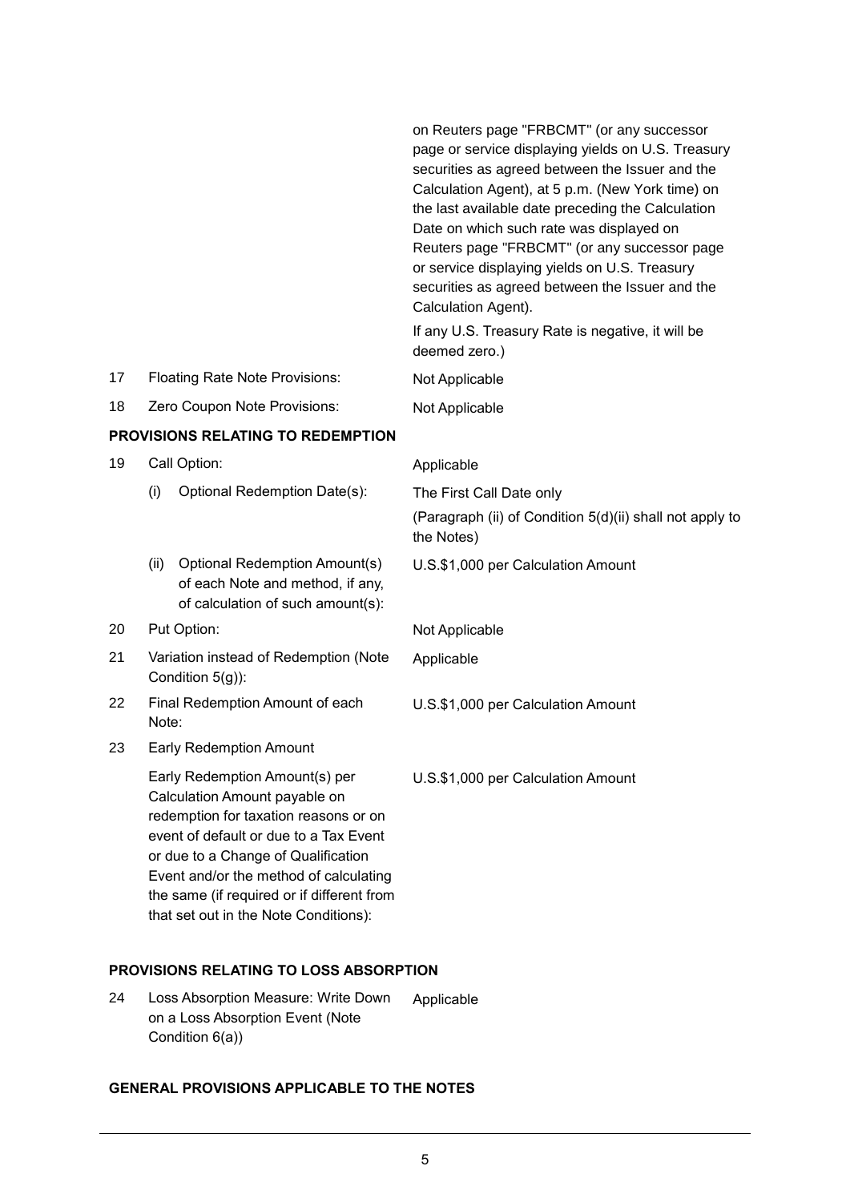| | | |
|---|---|---|
| | | on Reuters page "FRBCMT" (or any successor page or service displaying yields on U.S. Treasury securities as agreed between the Issuer and the Calculation Agent), at 5 p.m. (New York time) on the last available date preceding the Calculation Date on which such rate was displayed on Reuters page "FRBCMT" (or any successor page or service displaying yields on U.S. Treasury securities as agreed between the Issuer and the Calculation Agent).<br><br>If any U.S. Treasury Rate is negative, it will be deemed zero.) |
| 17 | Floating Rate Note Provisions: | Not Applicable |
| 18 | Zero Coupon Note Provisions: | Not Applicable |

**PROVISIONS RELATING TO REDEMPTION**

| | | |
|---|---|---|
| 19 | Call Option: | Applicable |
| | (i) Optional Redemption Date(s): | The First Call Date only<br><br>(Paragraph (ii) of Condition 5(d)(ii) shall not apply to the Notes) |
| | (ii) Optional Redemption Amount(s) of each Note and method, if any, of calculation of such amount(s): | U.S.$1,000 per Calculation Amount |
| 20 | Put Option: | Not Applicable |
| 21 | Variation instead of Redemption (Note Condition 5(g)): | Applicable |
| 22 | Final Redemption Amount of each Note: | U.S.$1,000 per Calculation Amount |
| 23 | Early Redemption Amount | |
| | Early Redemption Amount(s) per Calculation Amount payable on redemption for taxation reasons or on event of default or due to a Tax Event or due to a Change of Qualification Event and/or the method of calculating the same (if required or if different from that set out in the Note Conditions): | U.S.$1,000 per Calculation Amount |

**PROVISIONS RELATING TO LOSS ABSORPTION**

| | | |
|---|---|---|
| 24 | Loss Absorption Measure: Write Down on a Loss Absorption Event (Note Condition 6(a)) | Applicable |

**GENERAL PROVISIONS APPLICABLE TO THE NOTES**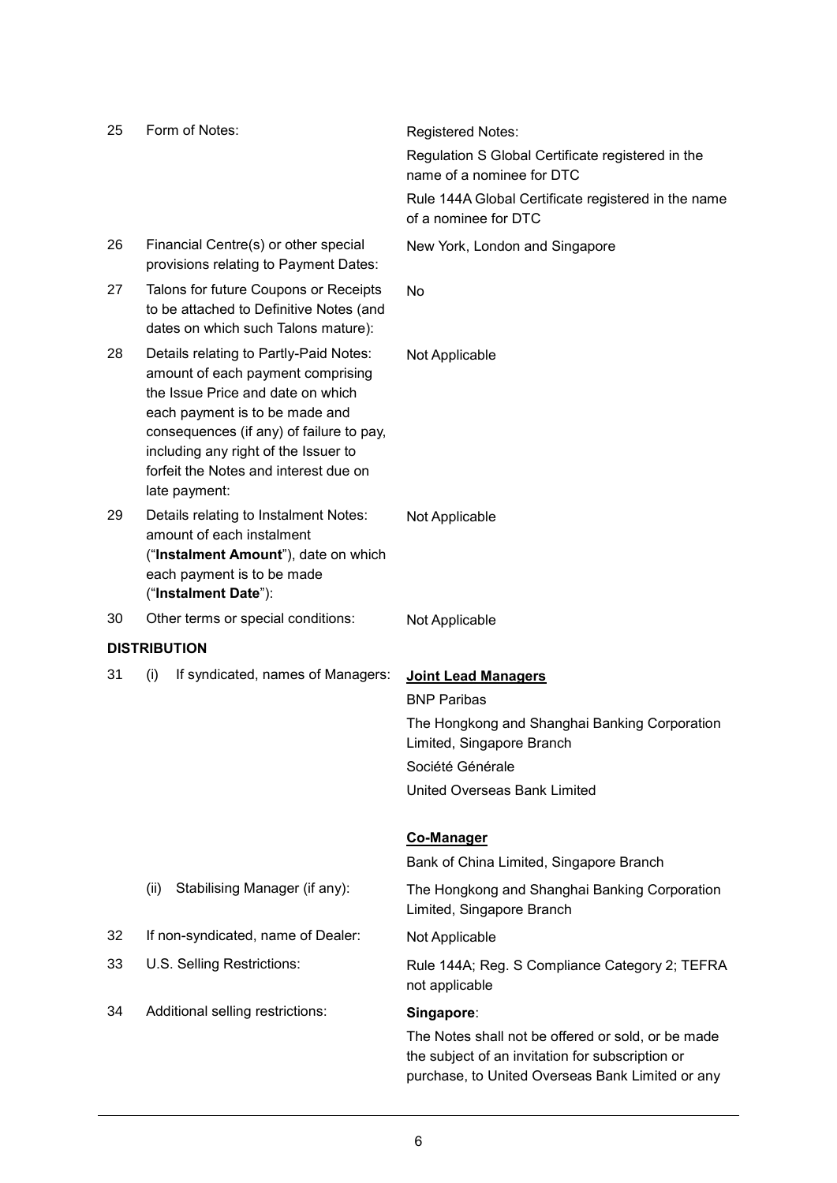| | | |
|---|---|---|
| 25 | Form of Notes: | Registered Notes:<br>Regulation S Global Certificate registered in the name of a nominee for DTC<br>Rule 144A Global Certificate registered in the name of a nominee for DTC |
| 26 | Financial Centre(s) or other special provisions relating to Payment Dates: | New York, London and Singapore |
| 27 | Talons for future Coupons or Receipts to be attached to Definitive Notes (and dates on which such Talons mature): | No |
| 28 | Details relating to Partly-Paid Notes: amount of each payment comprising the Issue Price and date on which each payment is to be made and consequences (if any) of failure to pay, including any right of the Issuer to forfeit the Notes and interest due on late payment: | Not Applicable |
| 29 | Details relating to Instalment Notes: amount of each instalment ("**Instalment Amount**"), date on which each payment is to be made ("**Instalment Date**"): | Not Applicable |
| 30 | Other terms or special conditions: | Not Applicable |

**DISTRIBUTION**

| | | |
|---|---|---|
| 31 | (i) If syndicated, names of Managers: | **Joint Lead Managers**<br>BNP Paribas<br>The Hongkong and Shanghai Banking Corporation Limited, Singapore Branch<br>Société Générale<br>United Overseas Bank Limited<br><br>**Co-Manager**<br>Bank of China Limited, Singapore Branch |
| | (ii) Stabilising Manager (if any): | The Hongkong and Shanghai Banking Corporation Limited, Singapore Branch |
| 32 | If non-syndicated, name of Dealer: | Not Applicable |
| 33 | U.S. Selling Restrictions: | Rule 144A; Reg. S Compliance Category 2; TEFRA not applicable |
| 34 | Additional selling restrictions: | **Singapore**:<br>The Notes shall not be offered or sold, or be made the subject of an invitation for subscription or purchase, to United Overseas Bank Limited or any |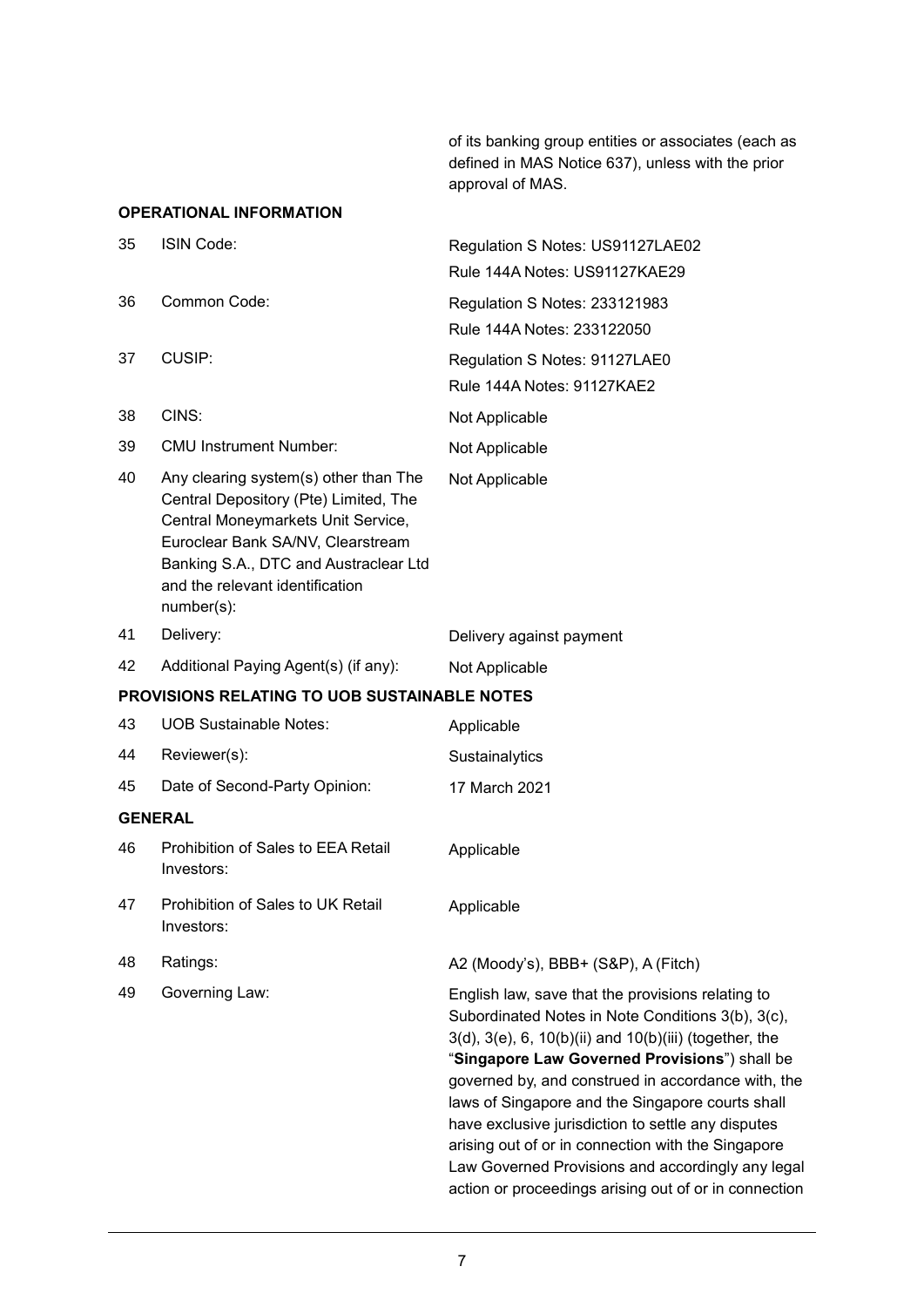of its banking group entities or associates (each as defined in MAS Notice 637), unless with the prior approval of MAS.

**OPERATIONAL INFORMATION**

| | | |
|---|---|---|
| 35 | ISIN Code: | Regulation S Notes: US91127LAE02<br>Rule 144A Notes: US91127KAE29 |
| 36 | Common Code: | Regulation S Notes: 233121983<br>Rule 144A Notes: 233122050 |
| 37 | CUSIP: | Regulation S Notes: 91127LAE0<br>Rule 144A Notes: 91127KAE2 |
| 38 | CINS: | Not Applicable |
| 39 | CMU Instrument Number: | Not Applicable |
| 40 | Any clearing system(s) other than The Central Depository (Pte) Limited, The Central Moneymarkets Unit Service, Euroclear Bank SA/NV, Clearstream Banking S.A., DTC and Austraclear Ltd and the relevant identification number(s): | Not Applicable |
| 41 | Delivery: | Delivery against payment |
| 42 | Additional Paying Agent(s) (if any): | Not Applicable |

**PROVISIONS RELATING TO UOB SUSTAINABLE NOTES**

| | | |
|---|---|---|
| 43 | UOB Sustainable Notes: | Applicable |
| 44 | Reviewer(s): | Sustainalytics |
| 45 | Date of Second-Party Opinion: | 17 March 2021 |

**GENERAL**

| | | |
|---|---|---|
| 46 | Prohibition of Sales to EEA Retail Investors: | Applicable |
| 47 | Prohibition of Sales to UK Retail Investors: | Applicable |
| 48 | Ratings: | A2 (Moody's), BBB+ (S&P), A (Fitch) |
| 49 | Governing Law: | English law, save that the provisions relating to Subordinated Notes in Note Conditions 3(b), 3(c), 3(d), 3(e), 6, 10(b)(ii) and 10(b)(iii) (together, the "**Singapore Law Governed Provisions**") shall be governed by, and construed in accordance with, the laws of Singapore and the Singapore courts shall have exclusive jurisdiction to settle any disputes arising out of or in connection with the Singapore Law Governed Provisions and accordingly any legal action or proceedings arising out of or in connection |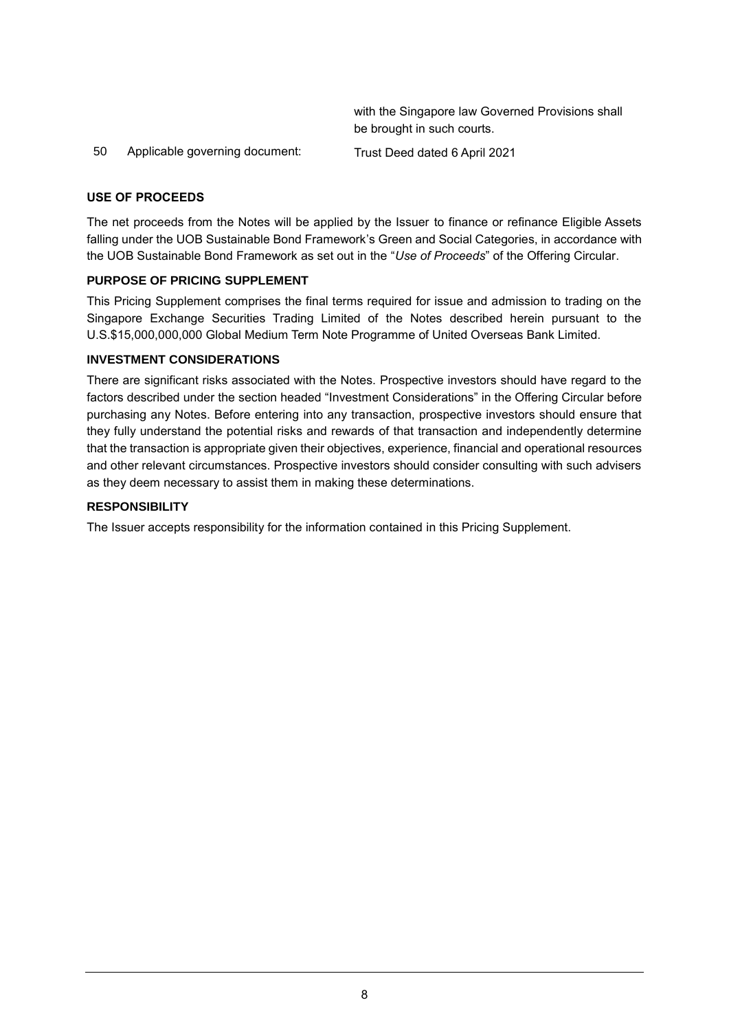| | | |
|---|---|---|
| | | with the Singapore law Governed Provisions shall be brought in such courts. |
| 50 | Applicable governing document: | Trust Deed dated 6 April 2021 |

**USE OF PROCEEDS**

The net proceeds from the Notes will be applied by the Issuer to finance or refinance Eligible Assets falling under the UOB Sustainable Bond Framework's Green and Social Categories, in accordance with the UOB Sustainable Bond Framework as set out in the "*Use of Proceeds*" of the Offering Circular.

**PURPOSE OF PRICING SUPPLEMENT**

This Pricing Supplement comprises the final terms required for issue and admission to trading on the Singapore Exchange Securities Trading Limited of the Notes described herein pursuant to the U.S.$15,000,000,000 Global Medium Term Note Programme of United Overseas Bank Limited.

**INVESTMENT CONSIDERATIONS**

There are significant risks associated with the Notes. Prospective investors should have regard to the factors described under the section headed "Investment Considerations" in the Offering Circular before purchasing any Notes. Before entering into any transaction, prospective investors should ensure that they fully understand the potential risks and rewards of that transaction and independently determine that the transaction is appropriate given their objectives, experience, financial and operational resources and other relevant circumstances. Prospective investors should consider consulting with such advisers as they deem necessary to assist them in making these determinations.

**RESPONSIBILITY**

The Issuer accepts responsibility for the information contained in this Pricing Supplement.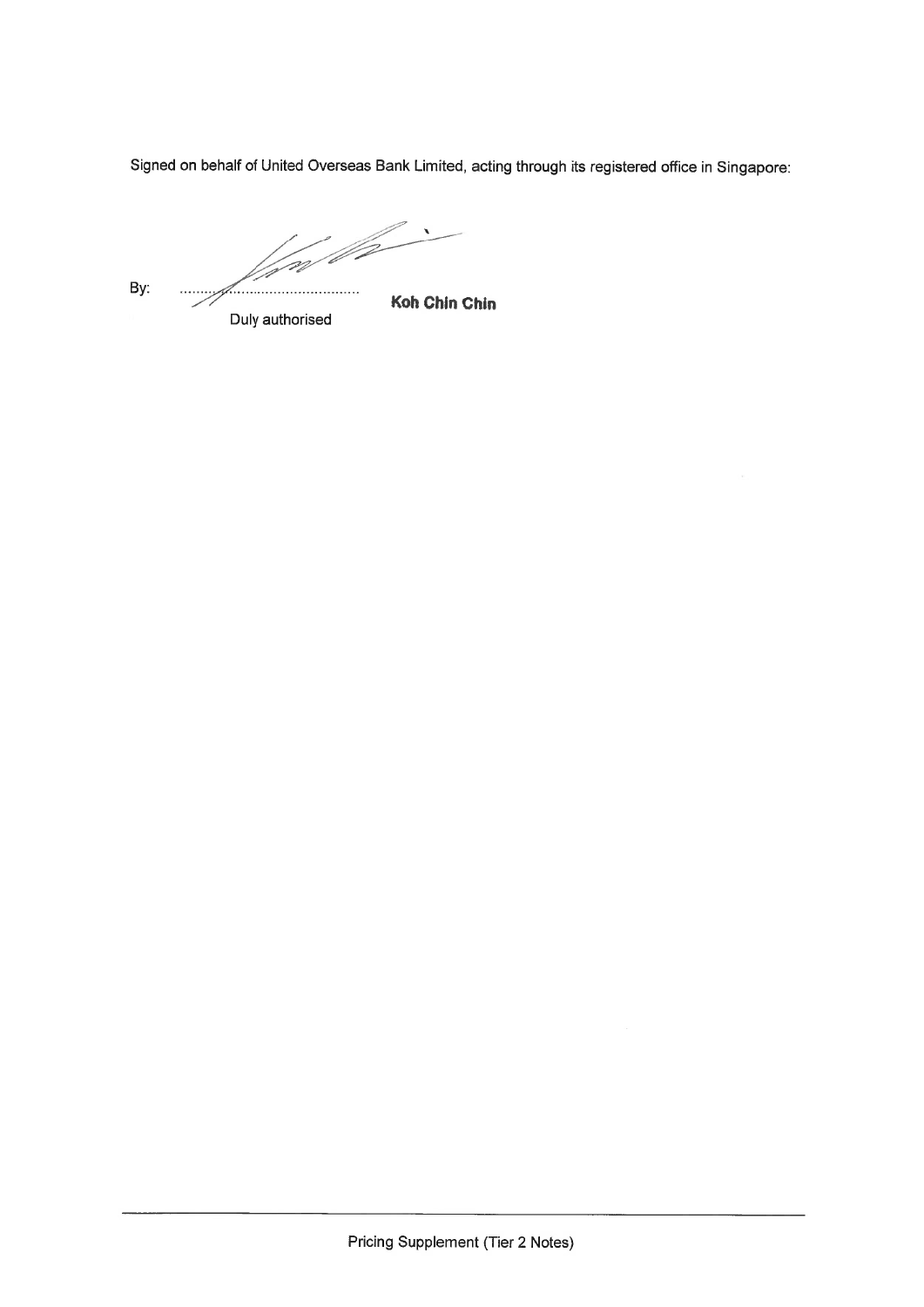Signed on behalf of United Overseas Bank Limited, acting through its registered office in Singapore:

By: ........................................ **Koh Chin Chin**

Duly authorised